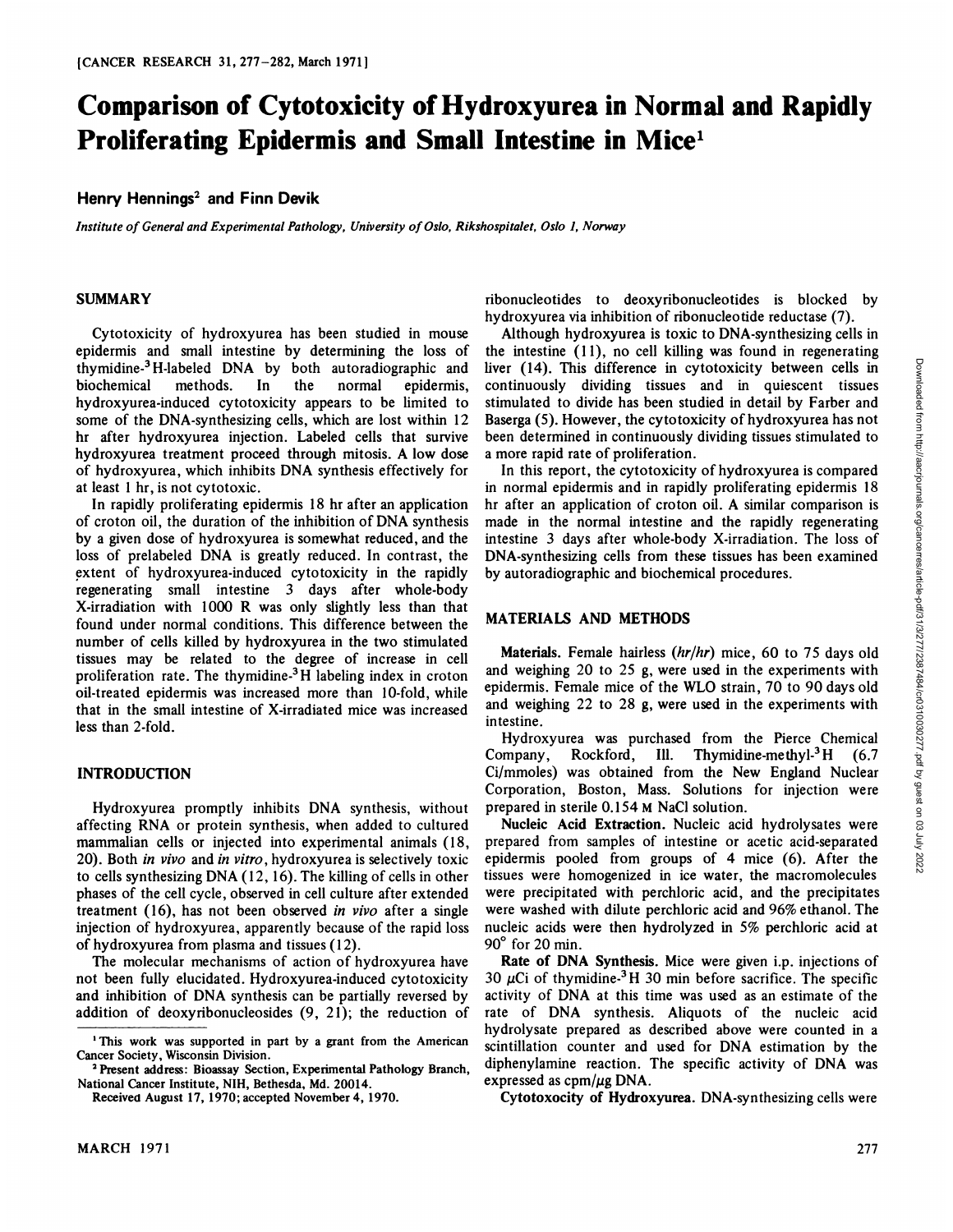# Comparison of Cytotoxicity of Hydroxyurea in Normal and Rapidly Proliferating Epidermis and Small Intestine in Mice[1]

**Henry Hennings[2] and Finn Devik**

*Institute of General and Experimental Pathology, University of Oslo, Rikshospitalet, Oslo 1, Norway*

## SUMMARY

Cytotoxicity of hydroxyurea has been studied in mouse epidermis and small intestine by determining the loss of thymidine-$^3$H-labeled DNA by both autoradiographic and biochemical methods. In the normal epidermis, hydroxyurea-induced cytotoxicity appears to be limited to some of the DNA-synthesizing cells, which are lost within 12 hr after hydroxyurea injection. Labeled cells that survive hydroxyurea treatment proceed through mitosis. A low dose of hydroxyurea, which inhibits DNA synthesis effectively for at least 1 hr, is not cytotoxic.

In rapidly proliferating epidermis 18 hr after an application of croton oil, the duration of the inhibition of DNA synthesis by a given dose of hydroxyurea is somewhat reduced, and the loss of prelabeled DNA is greatly reduced. In contrast, the extent of hydroxyurea-induced cytotoxicity in the rapidly regenerating small intestine 3 days after whole-body X-irradiation with 1000 R was only slightly less than that found under normal conditions. This difference between the number of cells killed by hydroxyurea in the two stimulated tissues may be related to the degree of increase in cell proliferation rate. The thymidine-$^3$H labeling index in croton oil-treated epidermis was increased more than 10-fold, while that in the small intestine of X-irradiated mice was increased less than 2-fold.

## INTRODUCTION

Hydroxyurea promptly inhibits DNA synthesis, without affecting RNA or protein synthesis, when added to cultured mammalian cells or injected into experimental animals (18, 20). Both *in vivo* and *in vitro*, hydroxyurea is selectively toxic to cells synthesizing DNA (12, 16). The killing of cells in other phases of the cell cycle, observed in cell culture after extended treatment (16), has not been observed *in vivo* after a single injection of hydroxyurea, apparently because of the rapid loss of hydroxyurea from plasma and tissues (12).

The molecular mechanisms of action of hydroxyurea have not been fully elucidated. Hydroxyurea-induced cytotoxicity and inhibition of DNA synthesis can be partially reversed by addition of deoxyribonucleosides (9, 21); the reduction of ribonucleotides to deoxyribonucleotides is blocked by hydroxyurea via inhibition of ribonucleotide reductase (7).

Although hydroxyurea is toxic to DNA-synthesizing cells in the intestine (11), no cell killing was found in regenerating liver (14). This difference in cytotoxicity between cells in continuously dividing tissues and in quiescent tissues stimulated to divide has been studied in detail by Farber and Baserga (5). However, the cytotoxicity of hydroxyurea has not been determined in continuously dividing tissues stimulated to a more rapid rate of proliferation.

In this report, the cytotoxicity of hydroxyurea is compared in normal epidermis and in rapidly proliferating epidermis 18 hr after an application of croton oil. A similar comparison is made in the normal intestine and the rapidly regenerating intestine 3 days after whole-body X-irradiation. The loss of DNA-synthesizing cells from these tissues has been examined by autoradiographic and biochemical procedures.

## MATERIALS AND METHODS

**Materials.** Female hairless (*hr/hr*) mice, 60 to 75 days old and weighing 20 to 25 g, were used in the experiments with epidermis. Female mice of the WLO strain, 70 to 90 days old and weighing 22 to 28 g, were used in the experiments with intestine.

Hydroxyurea was purchased from the Pierce Chemical Company, Rockford, Ill. Thymidine-methyl-$^3$H (6.7 Ci/mmoles) was obtained from the New England Nuclear Corporation, Boston, Mass. Solutions for injection were prepared in sterile 0.154 M NaCl solution.

**Nucleic Acid Extraction.** Nucleic acid hydrolysates were prepared from samples of intestine or acetic acid-separated epidermis pooled from groups of 4 mice (6). After the tissues were homogenized in ice water, the macromolecules were precipitated with perchloric acid, and the precipitates were washed with dilute perchloric acid and 96% ethanol. The nucleic acids were then hydrolyzed in 5% perchloric acid at 90° for 20 min.

**Rate of DNA Synthesis.** Mice were given i.p. injections of 30 μCi of thymidine-$^3$H 30 min before sacrifice. The specific activity of DNA at this time was used as an estimate of the rate of DNA synthesis. Aliquots of the nucleic acid hydrolysate prepared as described above were counted in a scintillation counter and used for DNA estimation by the diphenylamine reaction. The specific activity of DNA was expressed as cpm/μg DNA.

**Cytotoxocity of Hydroxyurea.** DNA-synthesizing cells were

[1] This work was supported in part by a grant from the American Cancer Society, Wisconsin Division.

[2] Present address: Bioassay Section, Experimental Pathology Branch, National Cancer Institute, NIH, Bethesda, Md. 20014.

Received August 17, 1970; accepted November 4, 1970.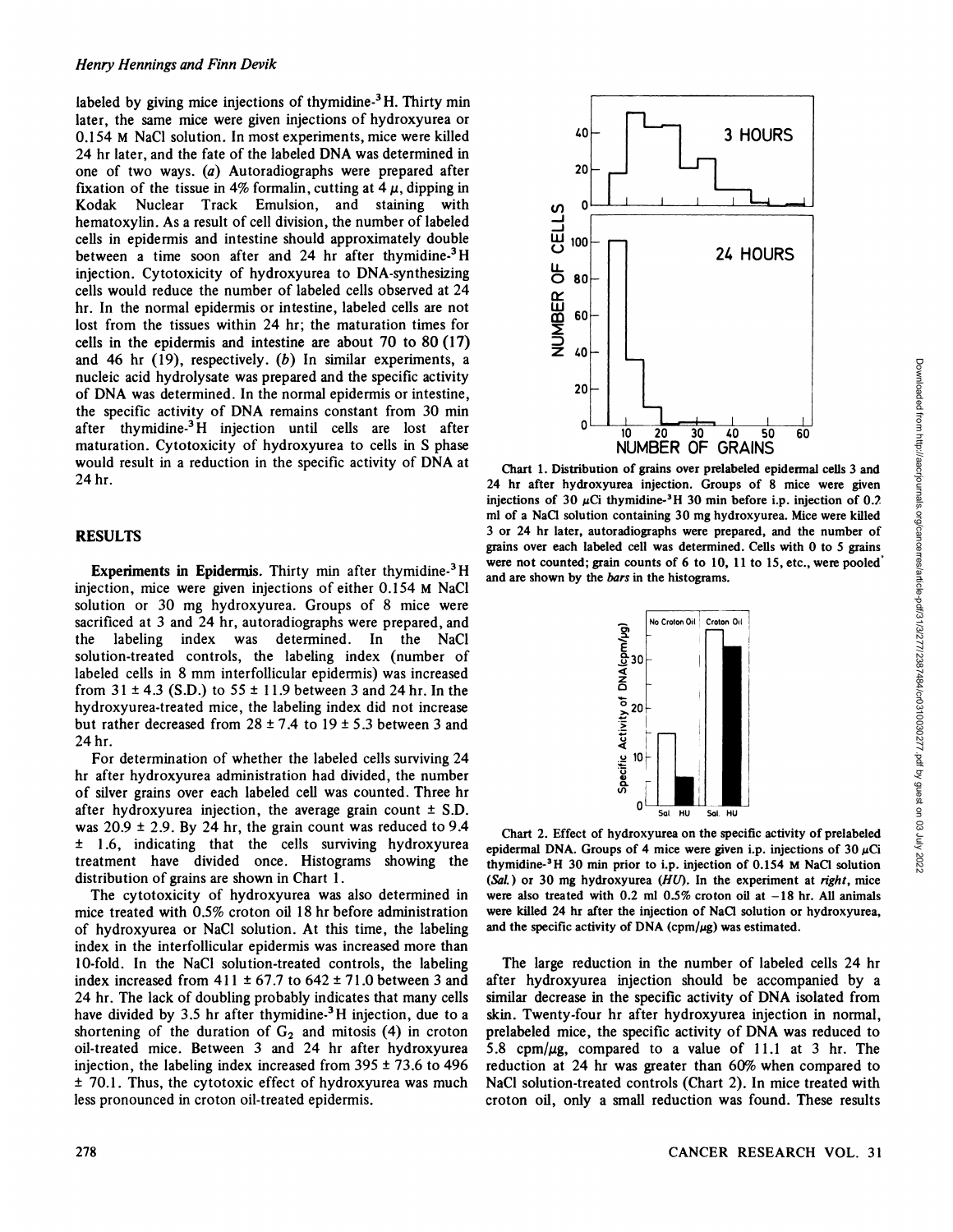labeled by giving mice injections of thymidine-$^3$H. Thirty min later, the same mice were given injections of hydroxyurea or 0.154 M NaCl solution. In most experiments, mice were killed 24 hr later, and the fate of the labeled DNA was determined in one of two ways. (*a*) Autoradiographs were prepared after fixation of the tissue in 4% formalin, cutting at 4 $\mu$, dipping in Kodak Nuclear Track Emulsion, and staining with hematoxylin. As a result of cell division, the number of labeled cells in epidermis and intestine should approximately double between a time soon after and 24 hr after thymidine-$^3$H injection. Cytotoxicity of hydroxyurea to DNA-synthesizing cells would reduce the number of labeled cells observed at 24 hr. In the normal epidermis or intestine, labeled cells are not lost from the tissues within 24 hr; the maturation times for cells in the epidermis and intestine are about 70 to 80 (17) and 46 hr (19), respectively. (*b*) In similar experiments, a nucleic acid hydrolysate was prepared and the specific activity of DNA was determined. In the normal epidermis or intestine, the specific activity of DNA remains constant from 30 min after thymidine-$^3$H injection until cells are lost after maturation. Cytotoxicity of hydroxyurea to cells in S phase would result in a reduction in the specific activity of DNA at 24 hr.

## RESULTS

**Experiments in Epidermis.** Thirty min after thymidine-$^3$H injection, mice were given injections of either 0.154 M NaCl solution or 30 mg hydroxyurea. Groups of 8 mice were sacrificed at 3 and 24 hr, autoradiographs were prepared, and the labeling index was determined. In the NaCl solution-treated controls, the labeling index (number of labeled cells in 8 mm interfollicular epidermis) was increased from 31 ± 4.3 (S.D.) to 55 ± 11.9 between 3 and 24 hr. In the hydroxyurea-treated mice, the labeling index did not increase but rather decreased from 28 ± 7.4 to 19 ± 5.3 between 3 and 24 hr.

For determination of whether the labeled cells surviving 24 hr after hydroxyurea administration had divided, the number of silver grains over each labeled cell was counted. Three hr after hydroxyurea injection, the average grain count ± S.D. was 20.9 ± 2.9. By 24 hr, the grain count was reduced to 9.4 ± 1.6, indicating that the cells surviving hydroxyurea treatment have divided once. Histograms showing the distribution of grains are shown in Chart 1.

The cytotoxicity of hydroxyurea was also determined in mice treated with 0.5% croton oil 18 hr before administration of hydroxyurea or NaCl solution. At this time, the labeling index in the interfollicular epidermis was increased more than 10-fold. In the NaCl solution-treated controls, the labeling index increased from 411 ± 67.7 to 642 ± 71.0 between 3 and 24 hr. The lack of doubling probably indicates that many cells have divided by 3.5 hr after thymidine-$^3$H injection, due to a shortening of the duration of $G_2$ and mitosis (4) in croton oil-treated mice. Between 3 and 24 hr after hydroxyurea injection, the labeling index increased from 395 ± 73.6 to 496 ± 70.1. Thus, the cytotoxic effect of hydroxyurea was much less pronounced in croton oil-treated epidermis.

Chart 1. Distribution of grains over prelabeled epidermal cells 3 and 24 hr after hydroxyurea injection. Groups of 8 mice were given injections of 30 $\mu$Ci thymidine-$^3$H 30 min before i.p. injection of 0.2 ml of a NaCl solution containing 30 mg hydroxyurea. Mice were killed 3 or 24 hr later, autoradiographs were prepared, and the number of grains over each labeled cell was determined. Cells with 0 to 5 grains were not counted; grain counts of 6 to 10, 11 to 15, etc., were pooled and are shown by the *bars* in the histograms.

Chart 2. Effect of hydroxyurea on the specific activity of prelabeled epidermal DNA. Groups of 4 mice were given i.p. injections of 30 $\mu$Ci thymidine-$^3$H 30 min prior to i.p. injection of 0.154 M NaCl solution (*Sal.*) or 30 mg hydroxyurea (*HU*). In the experiment at *right*, mice were also treated with 0.2 ml 0.5% croton oil at −18 hr. All animals were killed 24 hr after the injection of NaCl solution or hydroxyurea, and the specific activity of DNA (cpm/$\mu$g) was estimated.

The large reduction in the number of labeled cells 24 hr after hydroxyurea injection should be accompanied by a similar decrease in the specific activity of DNA isolated from skin. Twenty-four hr after hydroxyurea injection in normal, prelabeled mice, the specific activity of DNA was reduced to 5.8 cpm/$\mu$g, compared to a value of 11.1 at 3 hr. The reduction at 24 hr was greater than 60% when compared to NaCl solution-treated controls (Chart 2). In mice treated with croton oil, only a small reduction was found. These results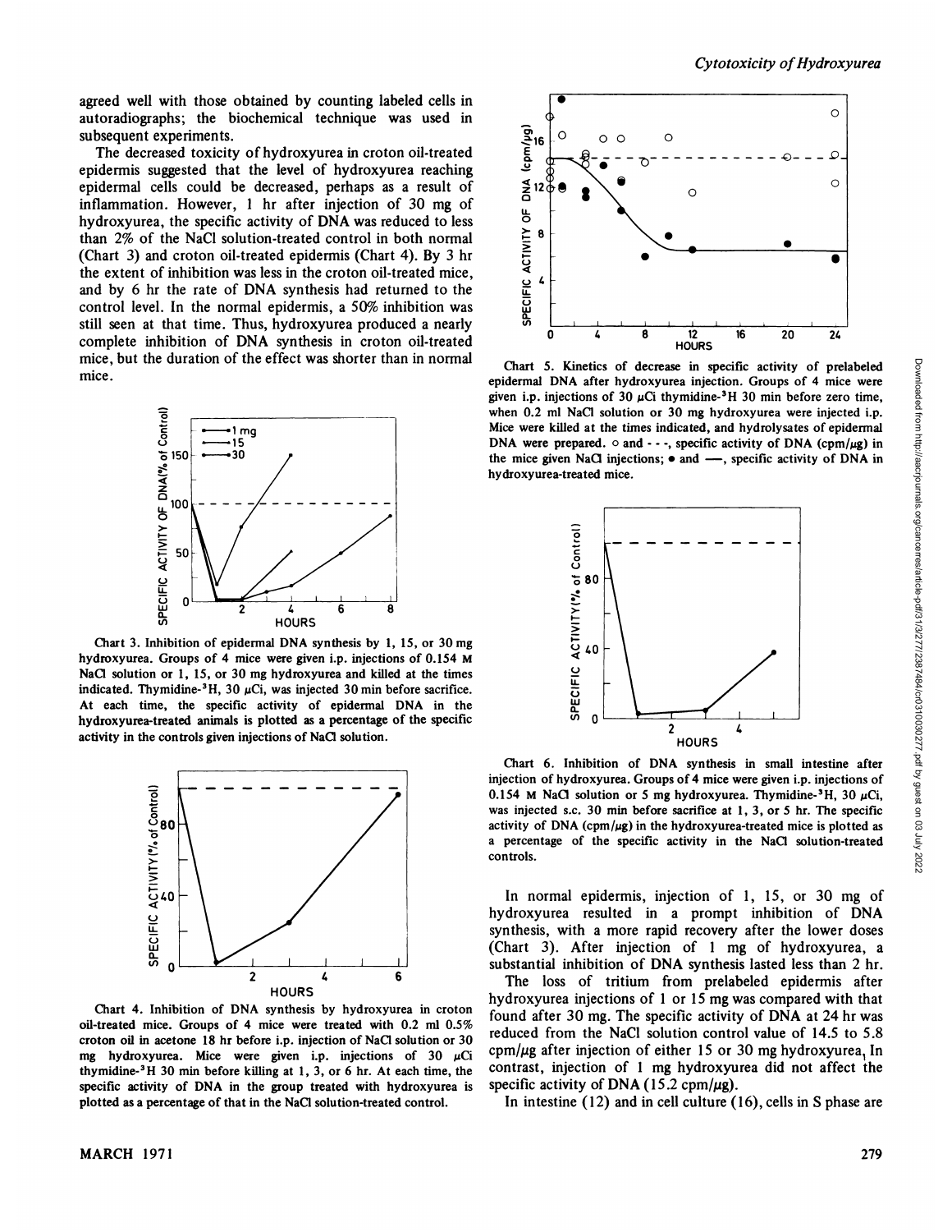agreed well with those obtained by counting labeled cells in autoradiographs; the biochemical technique was used in subsequent experiments.

The decreased toxicity of hydroxyurea in croton oil-treated epidermis suggested that the level of hydroxyurea reaching epidermal cells could be decreased, perhaps as a result of inflammation. However, 1 hr after injection of 30 mg of hydroxyurea, the specific activity of DNA was reduced to less than 2% of the NaCl solution-treated control in both normal (Chart 3) and croton oil-treated epidermis (Chart 4). By 3 hr the extent of inhibition was less in the croton oil-treated mice, and by 6 hr the rate of DNA synthesis had returned to the control level. In the normal epidermis, a 50% inhibition was still seen at that time. Thus, hydroxyurea produced a nearly complete inhibition of DNA synthesis in croton oil-treated mice, but the duration of the effect was shorter than in normal mice.

Chart 3. Inhibition of epidermal DNA synthesis by 1, 15, or 30 mg hydroxyurea. Groups of 4 mice were given i.p. injections of 0.154 M NaCl solution or 1, 15, or 30 mg hydroxyurea and killed at the times indicated. Thymidine-$^3$H, 30 $\mu$Ci, was injected 30 min before sacrifice. At each time, the specific activity of epidermal DNA in the hydroxyurea-treated animals is plotted as a percentage of the specific activity in the controls given injections of NaCl solution.

Chart 4. Inhibition of DNA synthesis by hydroxyurea in croton oil-treated mice. Groups of 4 mice were treated with 0.2 ml 0.5% croton oil in acetone 18 hr before i.p. injection of NaCl solution or 30 mg hydroxyurea. Mice were given i.p. injections of 30 $\mu$Ci thymidine-$^3$H 30 min before killing at 1, 3, or 6 hr. At each time, the specific activity of DNA in the group treated with hydroxyurea is plotted as a percentage of that in the NaCl solution-treated control.

Chart 5. Kinetics of decrease in specific activity of prelabeled epidermal DNA after hydroxyurea injection. Groups of 4 mice were given i.p. injections of 30 $\mu$Ci thymidine-$^3$H 30 min before zero time, when 0.2 ml NaCl solution or 30 mg hydroxyurea were injected i.p. Mice were killed at the times indicated, and hydrolysates of epidermal DNA were prepared. ○ and - - -, specific activity of DNA (cpm/$\mu$g) in the mice given NaCl injections; ● and ——, specific activity of DNA in hydroxyurea-treated mice.

Chart 6. Inhibition of DNA synthesis in small intestine after injection of hydroxyurea. Groups of 4 mice were given i.p. injections of 0.154 M NaCl solution or 5 mg hydroxyurea. Thymidine-$^3$H, 30 $\mu$Ci, was injected s.c. 30 min before sacrifice at 1, 3, or 5 hr. The specific activity of DNA (cpm/$\mu$g) in the hydroxyurea-treated mice is plotted as a percentage of the specific activity in the NaCl solution-treated controls.

In normal epidermis, injection of 1, 15, or 30 mg of hydroxyurea resulted in a prompt inhibition of DNA synthesis, with a more rapid recovery after the lower doses (Chart 3). After injection of 1 mg of hydroxyurea, a substantial inhibition of DNA synthesis lasted less than 2 hr.

The loss of tritium from prelabeled epidermis after hydroxyurea injections of 1 or 15 mg was compared with that found after 30 mg. The specific activity of DNA at 24 hr was reduced from the NaCl solution control value of 14.5 to 5.8 cpm/$\mu$g after injection of either 15 or 30 mg hydroxyurea. In contrast, injection of 1 mg hydroxyurea did not affect the specific activity of DNA (15.2 cpm/$\mu$g).

In intestine (12) and in cell culture (16), cells in S phase are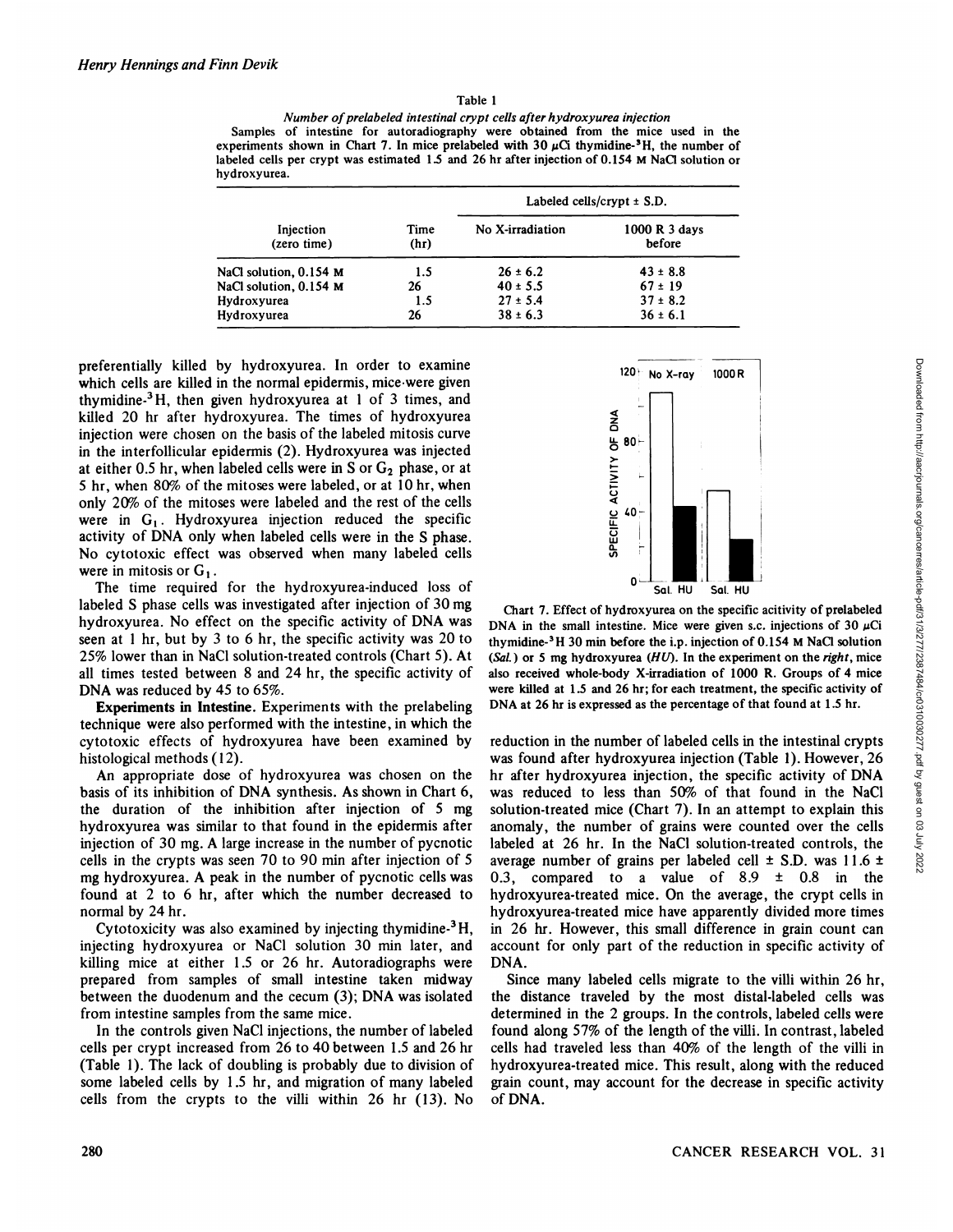Table 1

*Number of prelabeled intestinal crypt cells after hydroxyurea injection*

Samples of intestine for autoradiography were obtained from the mice used in the experiments shown in Chart 7. In mice prelabeled with 30 μCi thymidine-$^3$H, the number of labeled cells per crypt was estimated 1.5 and 26 hr after injection of 0.154 M NaCl solution or hydroxyurea.

| Injection (zero time) | Time (hr) | Labeled cells/crypt ± S.D. | |
|---|---|---|---|
| | | No X-irradiation | 1000 R 3 days before |
| NaCl solution, 0.154 M | 1.5 | 26 ± 6.2 | 43 ± 8.8 |
| NaCl solution, 0.154 M | 26 | 40 ± 5.5 | 67 ± 19 |
| Hydroxyurea | 1.5 | 27 ± 5.4 | 37 ± 8.2 |
| Hydroxyurea | 26 | 38 ± 6.3 | 36 ± 6.1 |

preferentially killed by hydroxyurea. In order to examine which cells are killed in the normal epidermis, mice were given thymidine-$^3$H, then given hydroxyurea at 1 of 3 times, and killed 20 hr after hydroxyurea. The times of hydroxyurea injection were chosen on the basis of the labeled mitosis curve in the interfollicular epidermis (2). Hydroxyurea was injected at either 0.5 hr, when labeled cells were in S or $G_2$ phase, or at 5 hr, when 80% of the mitoses were labeled, or at 10 hr, when only 20% of the mitoses were labeled and the rest of the cells were in $G_1$. Hydroxyurea injection reduced the specific activity of DNA only when labeled cells were in the S phase. No cytotoxic effect was observed when many labeled cells were in mitosis or $G_1$.

The time required for the hydroxyurea-induced loss of labeled S phase cells was investigated after injection of 30 mg hydroxyurea. No effect on the specific activity of DNA was seen at 1 hr, but by 3 to 6 hr, the specific activity was 20 to 25% lower than in NaCl solution-treated controls (Chart 5). At all times tested between 8 and 24 hr, the specific activity of DNA was reduced by 45 to 65%.

**Experiments in Intestine.** Experiments with the prelabeling technique were also performed with the intestine, in which the cytotoxic effects of hydroxyurea have been examined by histological methods (12).

An appropriate dose of hydroxyurea was chosen on the basis of its inhibition of DNA synthesis. As shown in Chart 6, the duration of the inhibition after injection of 5 mg hydroxyurea was similar to that found in the epidermis after injection of 30 mg. A large increase in the number of pycnotic cells in the crypts was seen 70 to 90 min after injection of 5 mg hydroxyurea. A peak in the number of pycnotic cells was found at 2 to 6 hr, after which the number decreased to normal by 24 hr.

Cytotoxicity was also examined by injecting thymidine-$^3$H, injecting hydroxyurea or NaCl solution 30 min later, and killing mice at either 1.5 or 26 hr. Autoradiographs were prepared from samples of small intestine taken midway between the duodenum and the cecum (3); DNA was isolated from intestine samples from the same mice.

In the controls given NaCl injections, the number of labeled cells per crypt increased from 26 to 40 between 1.5 and 26 hr (Table 1). The lack of doubling is probably due to division of some labeled cells by 1.5 hr, and migration of many labeled cells from the crypts to the villi within 26 hr (13). No reduction in the number of labeled cells in the intestinal crypts was found after hydroxyurea injection (Table 1). However, 26 hr after hydroxyurea injection, the specific activity of DNA was reduced to less than 50% of that found in the NaCl solution-treated mice (Chart 7). In an attempt to explain this anomaly, the number of grains were counted over the cells labeled at 26 hr. In the NaCl solution-treated controls, the average number of grains per labeled cell ± S.D. was 11.6 ± 0.3, compared to a value of 8.9 ± 0.8 in the hydroxyurea-treated mice. On the average, the crypt cells in hydroxyurea-treated mice have apparently divided more times in 26 hr. However, this small difference in grain count can account for only part of the reduction in specific activity of DNA.

Since many labeled cells migrate to the villi within 26 hr, the distance traveled by the most distal-labeled cells was determined in the 2 groups. In the controls, labeled cells were found along 57% of the length of the villi. In contrast, labeled cells had traveled less than 40% of the length of the villi in hydroxyurea-treated mice. This result, along with the reduced grain count, may account for the decrease in specific activity of DNA.

Chart 7. Effect of hydroxyurea on the specific acitivity of prelabeled DNA in the small intestine. Mice were given s.c. injections of 30 μCi thymidine-$^3$H 30 min before the i.p. injection of 0.154 M NaCl solution (*Sal.*) or 5 mg hydroxyurea (*HU*). In the experiment on the *right*, mice also received whole-body X-irradiation of 1000 R. Groups of 4 mice were killed at 1.5 and 26 hr; for each treatment, the specific activity of DNA at 26 hr is expressed as the percentage of that found at 1.5 hr.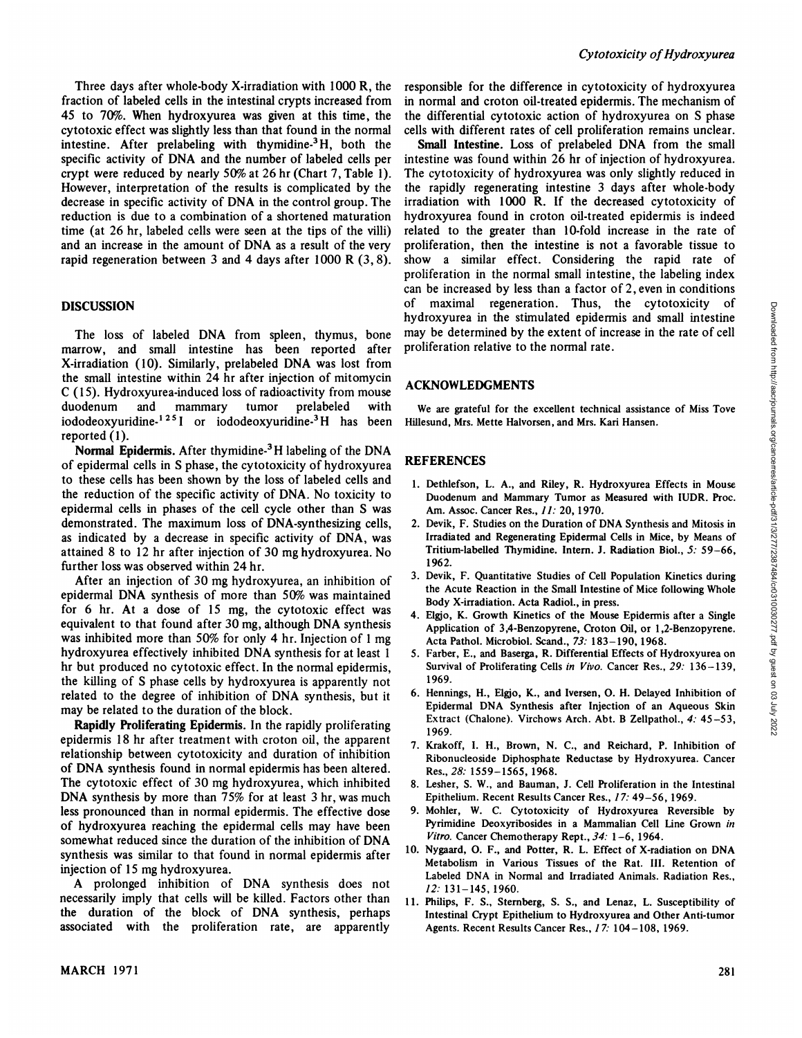Three days after whole-body X-irradiation with 1000 R, the fraction of labeled cells in the intestinal crypts increased from 45 to 70%. When hydroxyurea was given at this time, the cytotoxic effect was slightly less than that found in the normal intestine. After prelabeling with thymidine-$^3$H, both the specific activity of DNA and the number of labeled cells per crypt were reduced by nearly 50% at 26 hr (Chart 7, Table 1). However, interpretation of the results is complicated by the decrease in specific activity of DNA in the control group. The reduction is due to a combination of a shortened maturation time (at 26 hr, labeled cells were seen at the tips of the villi) and an increase in the amount of DNA as a result of the very rapid regeneration between 3 and 4 days after 1000 R (3, 8).

## DISCUSSION

The loss of labeled DNA from spleen, thymus, bone marrow, and small intestine has been reported after X-irradiation (10). Similarly, prelabeled DNA was lost from the small intestine within 24 hr after injection of mitomycin C (15). Hydroxyurea-induced loss of radioactivity from mouse duodenum and mammary tumor prelabeled with iododeoxyuridine-$^{125}$I or iododeoxyuridine-$^3$H has been reported (1).

**Normal Epidermis.** After thymidine-$^3$H labeling of the DNA of epidermal cells in S phase, the cytotoxicity of hydroxyurea to these cells has been shown by the loss of labeled cells and the reduction of the specific activity of DNA. No toxicity to epidermal cells in phases of the cell cycle other than S was demonstrated. The maximum loss of DNA-synthesizing cells, as indicated by a decrease in specific activity of DNA, was attained 8 to 12 hr after injection of 30 mg hydroxyurea. No further loss was observed within 24 hr.

After an injection of 30 mg hydroxyurea, an inhibition of epidermal DNA synthesis of more than 50% was maintained for 6 hr. At a dose of 15 mg, the cytotoxic effect was equivalent to that found after 30 mg, although DNA synthesis was inhibited more than 50% for only 4 hr. Injection of 1 mg hydroxyurea effectively inhibited DNA synthesis for at least 1 hr but produced no cytotoxic effect. In the normal epidermis, the killing of S phase cells by hydroxyurea is apparently not related to the degree of inhibition of DNA synthesis, but it may be related to the duration of the block.

**Rapidly Proliferating Epidermis.** In the rapidly proliferating epidermis 18 hr after treatment with croton oil, the apparent relationship between cytotoxicity and duration of inhibition of DNA synthesis found in normal epidermis has been altered. The cytotoxic effect of 30 mg hydroxyurea, which inhibited DNA synthesis by more than 75% for at least 3 hr, was much less pronounced than in normal epidermis. The effective dose of hydroxyurea reaching the epidermal cells may have been somewhat reduced since the duration of the inhibition of DNA synthesis was similar to that found in normal epidermis after injection of 15 mg hydroxyurea.

A prolonged inhibition of DNA synthesis does not necessarily imply that cells will be killed. Factors other than the duration of the block of DNA synthesis, perhaps associated with the proliferation rate, are apparently responsible for the difference in cytotoxicity of hydroxyurea in normal and croton oil-treated epidermis. The mechanism of the differential cytotoxic action of hydroxyurea on S phase cells with different rates of cell proliferation remains unclear.

**Small Intestine.** Loss of prelabeled DNA from the small intestine was found within 26 hr of injection of hydroxyurea. The cytotoxicity of hydroxyurea was only slightly reduced in the rapidly regenerating intestine 3 days after whole-body irradiation with 1000 R. If the decreased cytotoxicity of hydroxyurea found in croton oil-treated epidermis is indeed related to the greater than 10-fold increase in the rate of proliferation, then the intestine is not a favorable tissue to show a similar effect. Considering the rapid rate of proliferation in the normal small intestine, the labeling index can be increased by less than a factor of 2, even in conditions of maximal regeneration. Thus, the cytotoxicity of hydroxyurea in the stimulated epidermis and small intestine may be determined by the extent of increase in the rate of cell proliferation relative to the normal rate.

## ACKNOWLEDGMENTS

We are grateful for the excellent technical assistance of Miss Tove Hillesund, Mrs. Mette Halvorsen, and Mrs. Kari Hansen.

## REFERENCES

1. Dethlefson, L. A., and Riley, R. Hydroxyurea Effects in Mouse Duodenum and Mammary Tumor as Measured with IUDR. Proc. Am. Assoc. Cancer Res., *11:* 20, 1970.
2. Devik, F. Studies on the Duration of DNA Synthesis and Mitosis in Irradiated and Regenerating Epidermal Cells in Mice, by Means of Tritium-labelled Thymidine. Intern. J. Radiation Biol., *5:* 59–66, 1962.
3. Devik, F. Quantitative Studies of Cell Population Kinetics during the Acute Reaction in the Small Intestine of Mice following Whole Body X-irradiation. Acta Radiol., in press.
4. Elgjo, K. Growth Kinetics of the Mouse Epidermis after a Single Application of 3,4-Benzopyrene, Croton Oil, or 1,2-Benzopyrene. Acta Pathol. Microbiol. Scand., *73:* 183–190, 1968.
5. Farber, E., and Baserga, R. Differential Effects of Hydroxyurea on Survival of Proliferating Cells *in Vivo.* Cancer Res., *29:* 136–139, 1969.
6. Hennings, H., Elgjo, K., and Iversen, O. H. Delayed Inhibition of Epidermal DNA Synthesis after Injection of an Aqueous Skin Extract (Chalone). Virchows Arch. Abt. B Zellpathol., *4:* 45–53, 1969.
7. Krakoff, I. H., Brown, N. C., and Reichard, P. Inhibition of Ribonucleoside Diphosphate Reductase by Hydroxyurea. Cancer Res., *28:* 1559–1565, 1968.
8. Lesher, S. W., and Bauman, J. Cell Proliferation in the Intestinal Epithelium. Recent Results Cancer Res., *17:* 49–56, 1969.
9. Mohler, W. C. Cytotoxicity of Hydroxyurea Reversible by Pyrimidine Deoxyribosides in a Mammalian Cell Line Grown *in Vitro.* Cancer Chemotherapy Rept., *34:* 1–6, 1964.
10. Nygaard, O. F., and Potter, R. L. Effect of X-radiation on DNA Metabolism in Various Tissues of the Rat. III. Retention of Labeled DNA in Normal and Irradiated Animals. Radiation Res., *12:* 131–145, 1960.
11. Philips, F. S., Sternberg, S. S., and Lenaz, L. Susceptibility of Intestinal Crypt Epithelium to Hydroxyurea and Other Anti-tumor Agents. Recent Results Cancer Res., *17:* 104–108, 1969.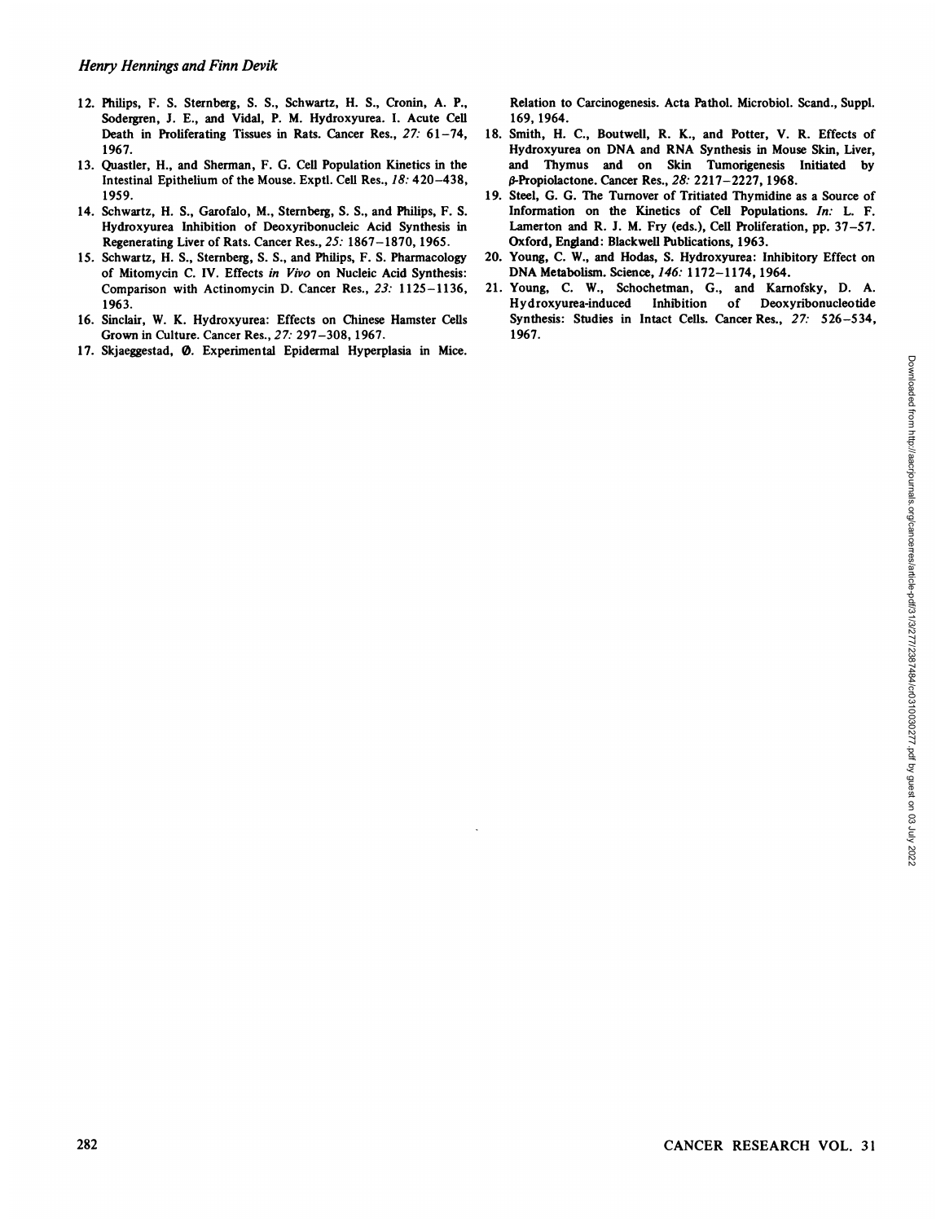12. Philips, F. S. Sternberg, S. S., Schwartz, H. S., Cronin, A. P., Sodergren, J. E., and Vidal, P. M. Hydroxyurea. I. Acute Cell Death in Proliferating Tissues in Rats. Cancer Res., *27:* 61–74, 1967.
13. Quastler, H., and Sherman, F. G. Cell Population Kinetics in the Intestinal Epithelium of the Mouse. Exptl. Cell Res., *18:* 420–438, 1959.
14. Schwartz, H. S., Garofalo, M., Sternberg, S. S., and Philips, F. S. Hydroxyurea Inhibition of Deoxyribonucleic Acid Synthesis in Regenerating Liver of Rats. Cancer Res., *25:* 1867–1870, 1965.
15. Schwartz, H. S., Sternberg, S. S., and Philips, F. S. Pharmacology of Mitomycin C. IV. Effects *in Vivo* on Nucleic Acid Synthesis: Comparison with Actinomycin D. Cancer Res., *23:* 1125–1136, 1963.
16. Sinclair, W. K. Hydroxyurea: Effects on Chinese Hamster Cells Grown in Culture. Cancer Res., *27:* 297–308, 1967.
17. Skjaeggestad, Ø. Experimental Epidermal Hyperplasia in Mice. Relation to Carcinogenesis. Acta Pathol. Microbiol. Scand., Suppl. 169, 1964.
18. Smith, H. C., Boutwell, R. K., and Potter, V. R. Effects of Hydroxyurea on DNA and RNA Synthesis in Mouse Skin, Liver, and Thymus and on Skin Tumorigenesis Initiated by β-Propiolactone. Cancer Res., *28:* 2217–2227, 1968.
19. Steel, G. G. The Turnover of Tritiated Thymidine as a Source of Information on the Kinetics of Cell Populations. *In:* L. F. Lamerton and R. J. M. Fry (eds.), Cell Proliferation, pp. 37–57. Oxford, England: Blackwell Publications, 1963.
20. Young, C. W., and Hodas, S. Hydroxyurea: Inhibitory Effect on DNA Metabolism. Science, *146:* 1172–1174, 1964.
21. Young, C. W., Schochetman, G., and Karnofsky, D. A. Hydroxyurea-induced Inhibition of Deoxyribonucleotide Synthesis: Studies in Intact Cells. Cancer Res., *27:* 526–534, 1967.